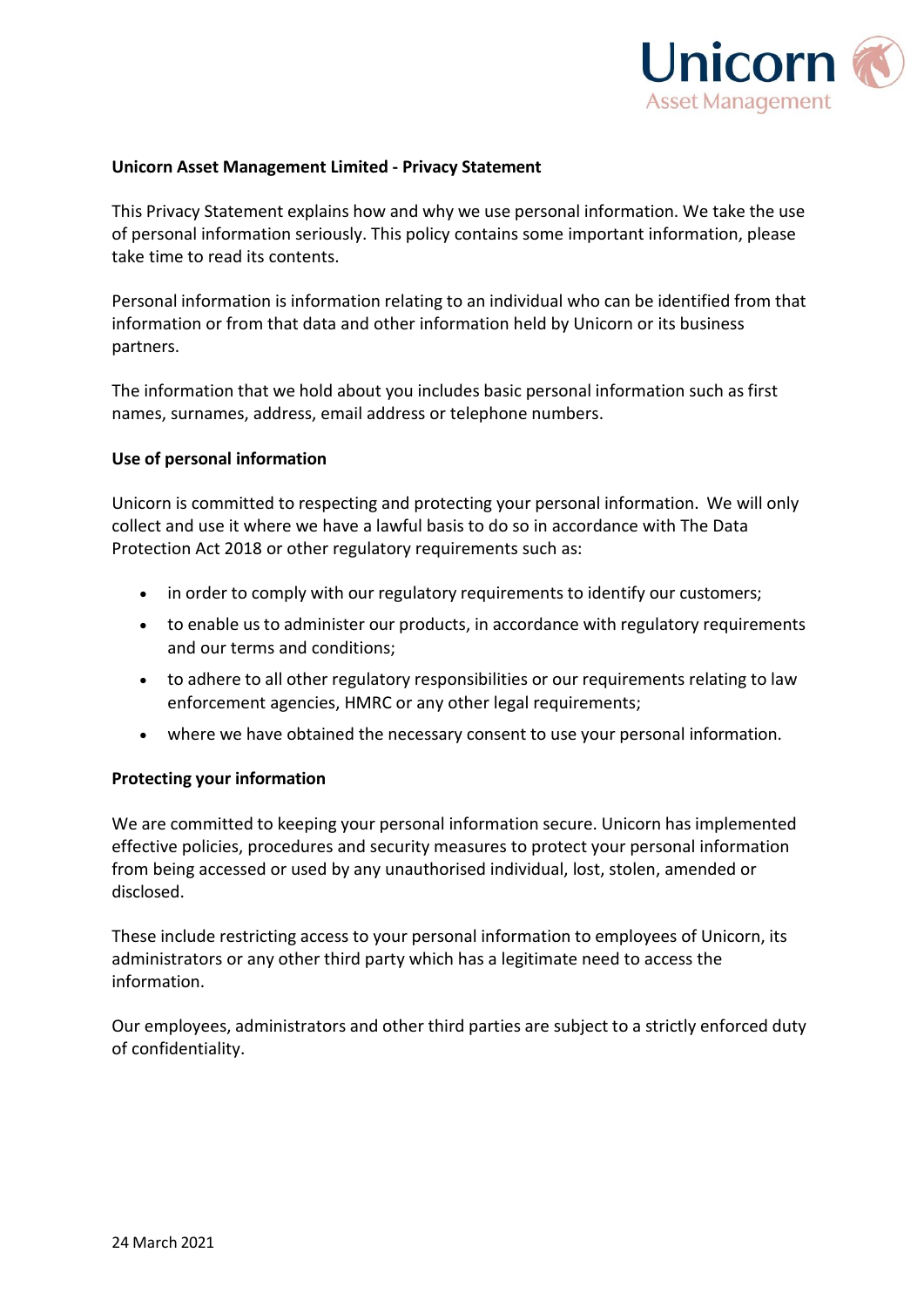**Unicorn Asset Management Limited - Privacy Statement**

This Privacy Statement explains how and why we use personal information. We take the use of personal information seriously. This policy contains some important information, please take time to read its contents.

Personal information is information relating to an individual who can be identified from that information or from that data and other information held by Unicorn or its business partners.

The information that we hold about you includes basic personal information such as first names, surnames, address, email address or telephone numbers.

**Use of personal information**

Unicorn is committed to respecting and protecting your personal information. We will only collect and use it where we have a lawful basis to do so in accordance with The Data Protection Act 2018 or other regulatory requirements such as:

- in order to comply with our regulatory requirements to identify our customers;
- to enable us to administer our products, in accordance with regulatory requirements and our terms and conditions;
- to adhere to all other regulatory responsibilities or our requirements relating to law enforcement agencies, HMRC or any other legal requirements;
- where we have obtained the necessary consent to use your personal information.

**Protecting your information**

We are committed to keeping your personal information secure. Unicorn has implemented effective policies, procedures and security measures to protect your personal information from being accessed or used by any unauthorised individual, lost, stolen, amended or disclosed.

These include restricting access to your personal information to employees of Unicorn, its administrators or any other third party which has a legitimate need to access the information.

Our employees, administrators and other third parties are subject to a strictly enforced duty of confidentiality.

24 March 2021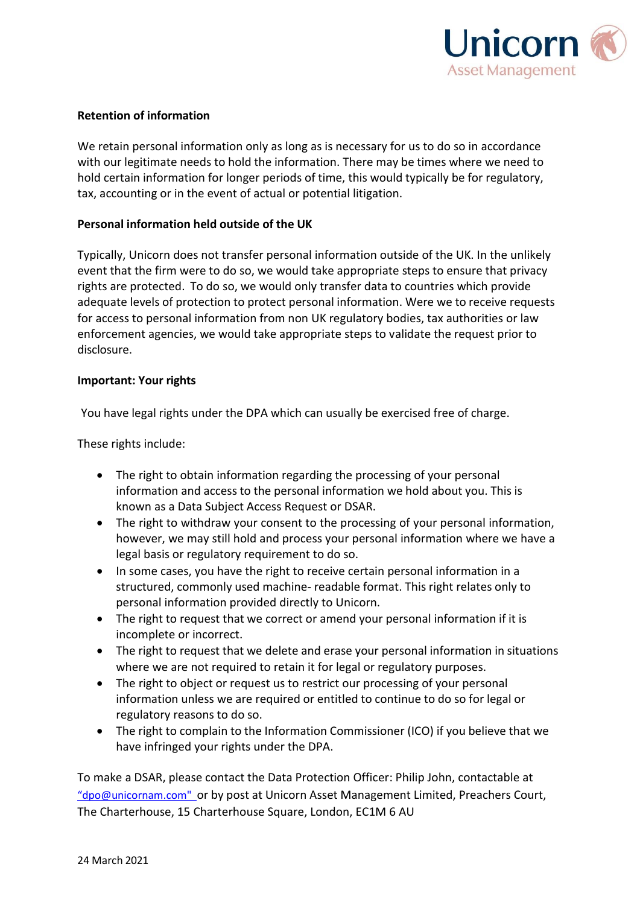**Retention of information**

We retain personal information only as long as is necessary for us to do so in accordance with our legitimate needs to hold the information. There may be times where we need to hold certain information for longer periods of time, this would typically be for regulatory, tax, accounting or in the event of actual or potential litigation.

**Personal information held outside of the UK**

Typically, Unicorn does not transfer personal information outside of the UK. In the unlikely event that the firm were to do so, we would take appropriate steps to ensure that privacy rights are protected. To do so, we would only transfer data to countries which provide adequate levels of protection to protect personal information. Were we to receive requests for access to personal information from non UK regulatory bodies, tax authorities or law enforcement agencies, we would take appropriate steps to validate the request prior to disclosure.

**Important: Your rights**

You have legal rights under the DPA which can usually be exercised free of charge.

These rights include:

- The right to obtain information regarding the processing of your personal information and access to the personal information we hold about you. This is known as a Data Subject Access Request or DSAR.
- The right to withdraw your consent to the processing of your personal information, however, we may still hold and process your personal information where we have a legal basis or regulatory requirement to do so.
- In some cases, you have the right to receive certain personal information in a structured, commonly used machine- readable format. This right relates only to personal information provided directly to Unicorn.
- The right to request that we correct or amend your personal information if it is incomplete or incorrect.
- The right to request that we delete and erase your personal information in situations where we are not required to retain it for legal or regulatory purposes.
- The right to object or request us to restrict our processing of your personal information unless we are required or entitled to continue to do so for legal or regulatory reasons to do so.
- The right to complain to the Information Commissioner (ICO) if you believe that we have infringed your rights under the DPA.

To make a DSAR, please contact the Data Protection Officer: Philip John, contactable at "dpo@unicornam.com" or by post at Unicorn Asset Management Limited, Preachers Court, The Charterhouse, 15 Charterhouse Square, London, EC1M 6 AU

24 March 2021